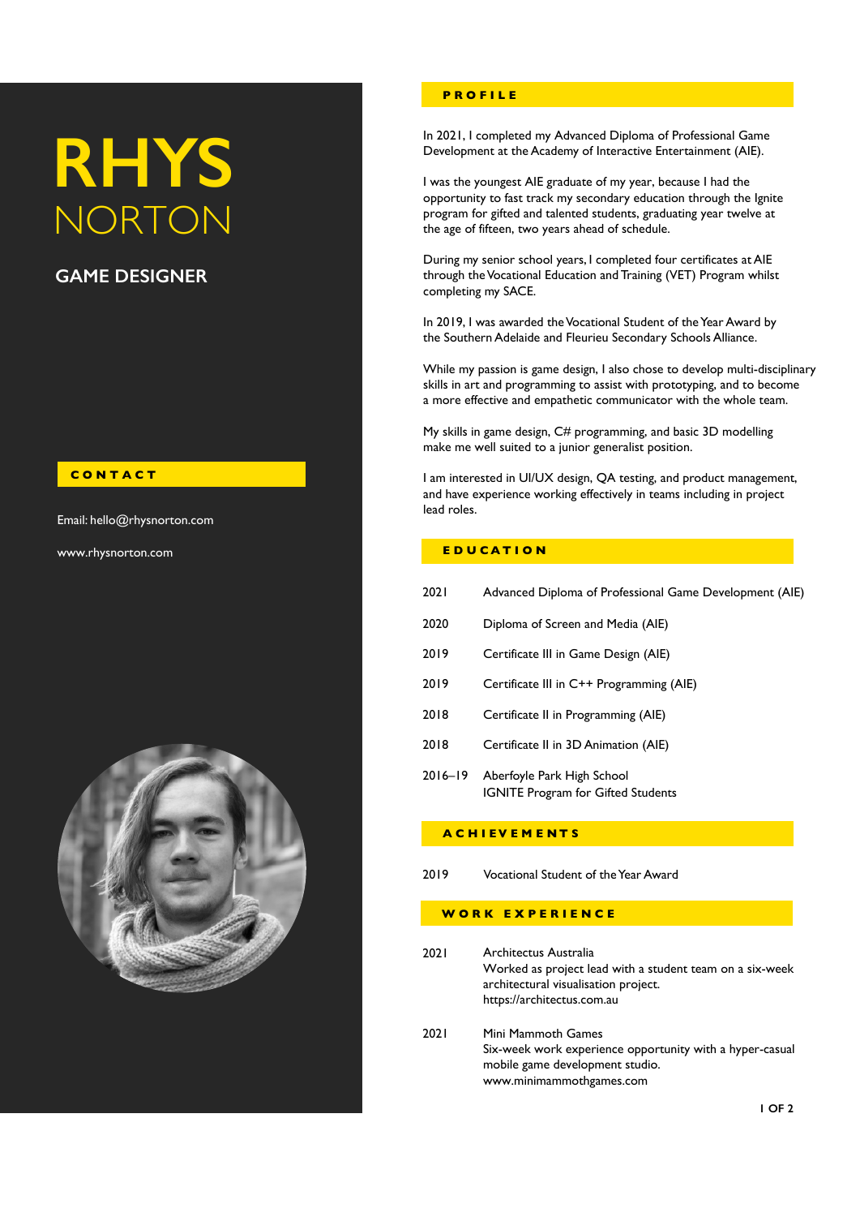# RHYS NORTON

## GAME DESIGNER

## CONTACT

Email: hello@rhysnorton.com

www.rhysnorton.com

## PROFILE

In 2021, I completed my Advanced Diploma of Professional Game Development at the Academy of Interactive Entertainment (AIE).

I was the youngest AIE graduate of my year, because I had the opportunity to fast track my secondary education through the Ignite program for gifted and talented students, graduating year twelve at the age of fifteen, two years ahead of schedule.

During my senior school years, I completed four certificates at AIE through the Vocational Education and Training (VET) Program whilst completing my SACE.

In 2019, I was awarded the Vocational Student of the Year Award by the Southern Adelaide and Fleurieu Secondary Schools Alliance.

While my passion is game design, I also chose to develop multi-disciplinary skills in art and programming to assist with prototyping, and to become a more effective and empathetic communicator with the whole team.

My skills in game design, C# programming, and basic 3D modelling make me well suited to a junior generalist position.

I am interested in UI/UX design, QA testing, and product management, and have experience working effectively in teams including in project lead roles.

## EDUCATION

| | |
|---|---|
| 2021 | Advanced Diploma of Professional Game Development (AIE) |
| 2020 | Diploma of Screen and Media (AIE) |
| 2019 | Certificate III in Game Design (AIE) |
| 2019 | Certificate III in C++ Programming (AIE) |
| 2018 | Certificate II in Programming (AIE) |
| 2018 | Certificate II in 3D Animation (AIE) |
| 2016–19 | Aberfoyle Park High School<br>IGNITE Program for Gifted Students |

## ACHIEVEMENTS

| | |
|---|---|
| 2019 | Vocational Student of the Year Award |

## WORK EXPERIENCE

**2021** — Architectus Australia
Worked as project lead with a student team on a six-week architectural visualisation project.
https://architectus.com.au

**2021** — Mini Mammoth Games
Six-week work experience opportunity with a hyper-casual mobile game development studio.
www.minimammothgames.com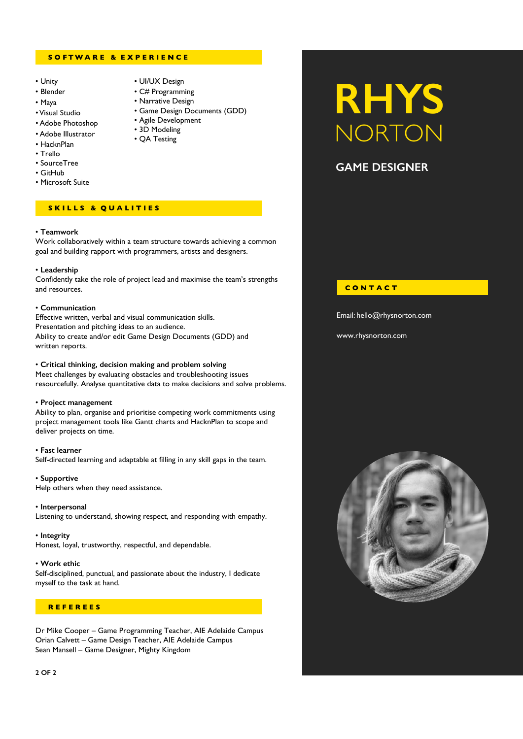# RHYS NORTON

## GAME DESIGNER

## SOFTWARE & EXPERIENCE

- Unity
- Blender
- Maya
- Visual Studio
- Adobe Photoshop
- Adobe Illustrator
- HacknPlan
- Trello
- SourceTree
- GitHub
- Microsoft Suite
- UI/UX Design
- C# Programming
- Narrative Design
- Game Design Documents (GDD)
- Agile Development
- 3D Modeling
- QA Testing

## SKILLS & QUALITIES

- **Teamwork**
  Work collaboratively within a team structure towards achieving a common goal and building rapport with programmers, artists and designers.

- **Leadership**
  Confidently take the role of project lead and maximise the team's strengths and resources.

- **Communication**
  Effective written, verbal and visual communication skills.
  Presentation and pitching ideas to an audience.
  Ability to create and/or edit Game Design Documents (GDD) and written reports.

- **Critical thinking, decision making and problem solving**
  Meet challenges by evaluating obstacles and troubleshooting issues resourcefully. Analyse quantitative data to make decisions and solve problems.

- **Project management**
  Ability to plan, organise and prioritise competing work commitments using project management tools like Gantt charts and HacknPlan to scope and deliver projects on time.

- **Fast learner**
  Self-directed learning and adaptable at filling in any skill gaps in the team.

- **Supportive**
  Help others when they need assistance.

- **Interpersonal**
  Listening to understand, showing respect, and responding with empathy.

- **Integrity**
  Honest, loyal, trustworthy, respectful, and dependable.

- **Work ethic**
  Self-disciplined, punctual, and passionate about the industry, I dedicate myself to the task at hand.

## REFEREES

Dr Mike Cooper – Game Programming Teacher, AIE Adelaide Campus
Orian Calvett – Game Design Teacher, AIE Adelaide Campus
Sean Mansell – Game Designer, Mighty Kingdom

## CONTACT

Email: hello@rhysnorton.com

www.rhysnorton.com